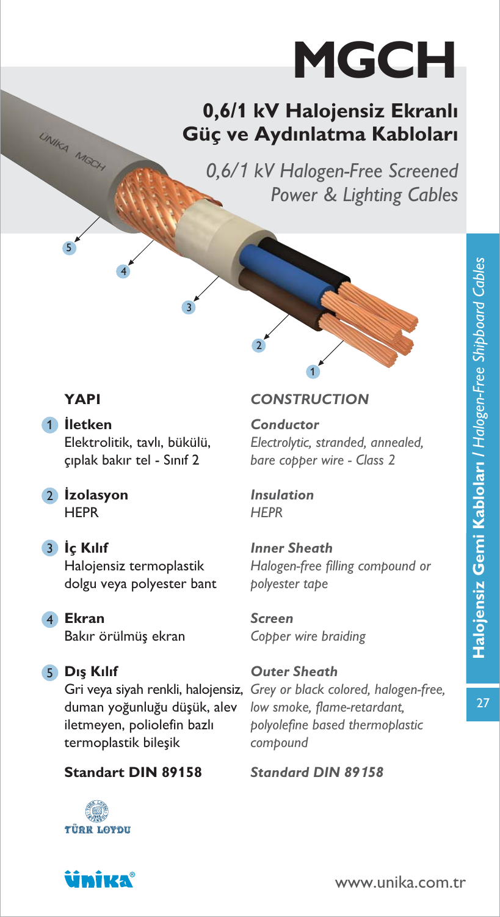# MGCH

## 0,6/1 kV Halojensiz Ekranlı Güç ve Aydınlatma Kabloları

*0,6/1 kV Halogen-Free Screened Power & Lighting Cables*

### YAPI

1. **İletken**
   Elektrolitik, tavlı, bükülü, çıplak bakır tel - Sınıf 2
2. **İzolasyon**
   HEPR
3. **İç Kılıf**
   Halojensiz termoplastik dolgu veya polyester bant
4. **Ekran**
   Bakır örülmüş ekran
5. **Dış Kılıf**
   Gri veya siyah renkli, halojensiz, duman yoğunluğu düşük, alev iletmeyen, poliolefin bazlı termoplastik bileşik

**Standart DIN 89158**

### *CONSTRUCTION*

1. ***Conductor***
   *Electrolytic, stranded, annealed, bare copper wire - Class 2*
2. ***Insulation***
   *HEPR*
3. ***Inner Sheath***
   *Halogen-free filling compound or polyester tape*
4. ***Screen***
   *Copper wire braiding*
5. ***Outer Sheath***
   *Grey or black colored, halogen-free, low smoke, flame-retardant, polyolefine based thermoplastic compound*

***Standard DIN 89158***

TÜRK LOYDU

**Halojensiz Gemi Kabloları** / *Halogen-Free Shipboard Cables*

www.unika.com.tr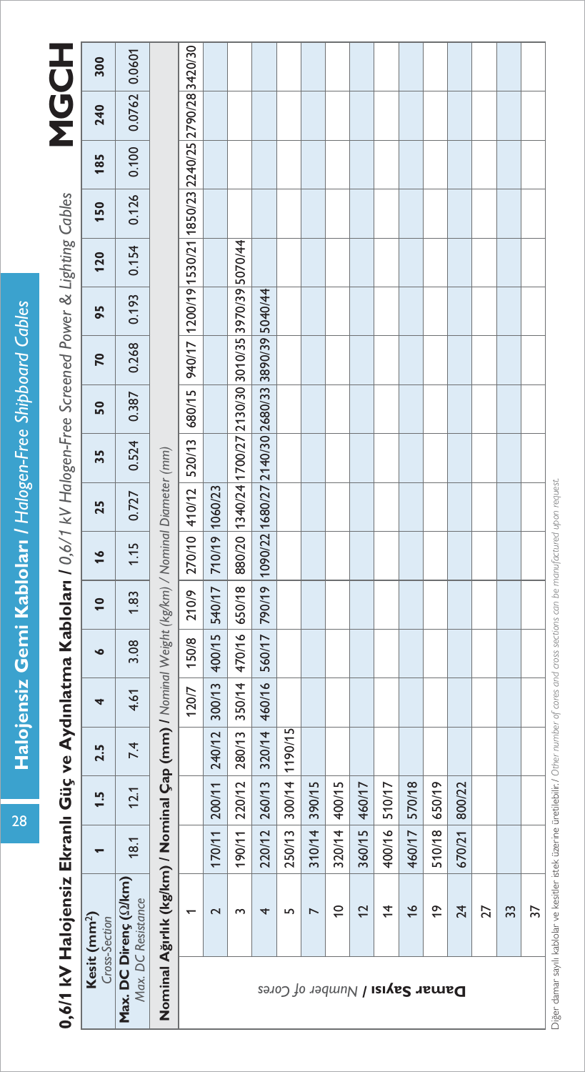# MGCH

## 0,6/1 kV Halojensiz Ekranlı Güç ve Aydınlatma Kabloları / *0,6/1 kV Halogen-Free Screened Power & Lighting Cables*

| Kesit (mm²) *Cross-Section* | 1 | 1.5 | 2.5 | 4 | 6 | 10 | 16 | 25 | 35 | 50 | 70 | 95 | 120 | 150 | 185 | 240 | 300 |
|---|---|---|---|---|---|---|---|---|---|---|---|---|---|---|---|---|---|
| Max. DC Direnç (Ω/km) *Max. DC Resistance* | 18.1 | 12.1 | 7.4 | 4.61 | 3.08 | 1.83 | 1.15 | 0.727 | 0.524 | 0.387 | 0.268 | 0.193 | 0.154 | 0.126 | 0.100 | 0.0762 | 0.0601 |
| **Nominal Ağırlık (kg/km) / Nominal Çap (mm)** / *Nominal Weight (kg/km) / Nominal Diameter (mm)* | | | | | | | | | | | | | | | | | |
| **Damar Sayısı** / *Number of Cores* | | | | | | | | | | | | | | | | | |
| 1 | | | | 120/7 | 150/8 | 210/9 | 270/10 | 410/12 | 520/13 | 680/15 | 940/17 | 1200/19 | 1530/21 | 1850/23 | 2240/25 | 2790/28 | 3420/30 |
| 2 | 170/11 | 200/11 | 240/12 | 300/13 | 400/15 | 540/17 | 710/19 | 1060/23 | | | | | | | | | |
| 3 | 190/11 | 220/12 | 280/13 | 350/14 | 470/16 | 650/18 | 880/20 | 1340/24 | 1700/27 | 2130/30 | 3010/35 | 3970/39 | 5070/44 | | | | |
| 4 | 220/12 | 260/13 | 320/14 | 460/16 | 560/17 | 790/19 | 1090/22 | 1680/27 | 2140/30 | 2680/33 | 3890/39 | 5040/44 | | | | | |
| 5 | 250/13 | 300/14 | 1190/15 | | | | | | | | | | | | | | |
| 7 | 310/14 | 390/15 | | | | | | | | | | | | | | | |
| 10 | 320/14 | 400/15 | | | | | | | | | | | | | | | |
| 12 | 360/15 | 460/17 | | | | | | | | | | | | | | | |
| 14 | 400/16 | 510/17 | | | | | | | | | | | | | | | |
| 16 | 460/17 | 570/18 | | | | | | | | | | | | | | | |
| 19 | 510/18 | 650/19 | | | | | | | | | | | | | | | |
| 24 | 670/21 | 800/22 | | | | | | | | | | | | | | | |
| 27 | | | | | | | | | | | | | | | | | |
| 33 | | | | | | | | | | | | | | | | | |
| 37 | | | | | | | | | | | | | | | | | |

Diğer damar sayılı kablolar ve kesitler istek üzerine üretilebilir. / *Other number of cores and cross sections can be manufactured upon request.*